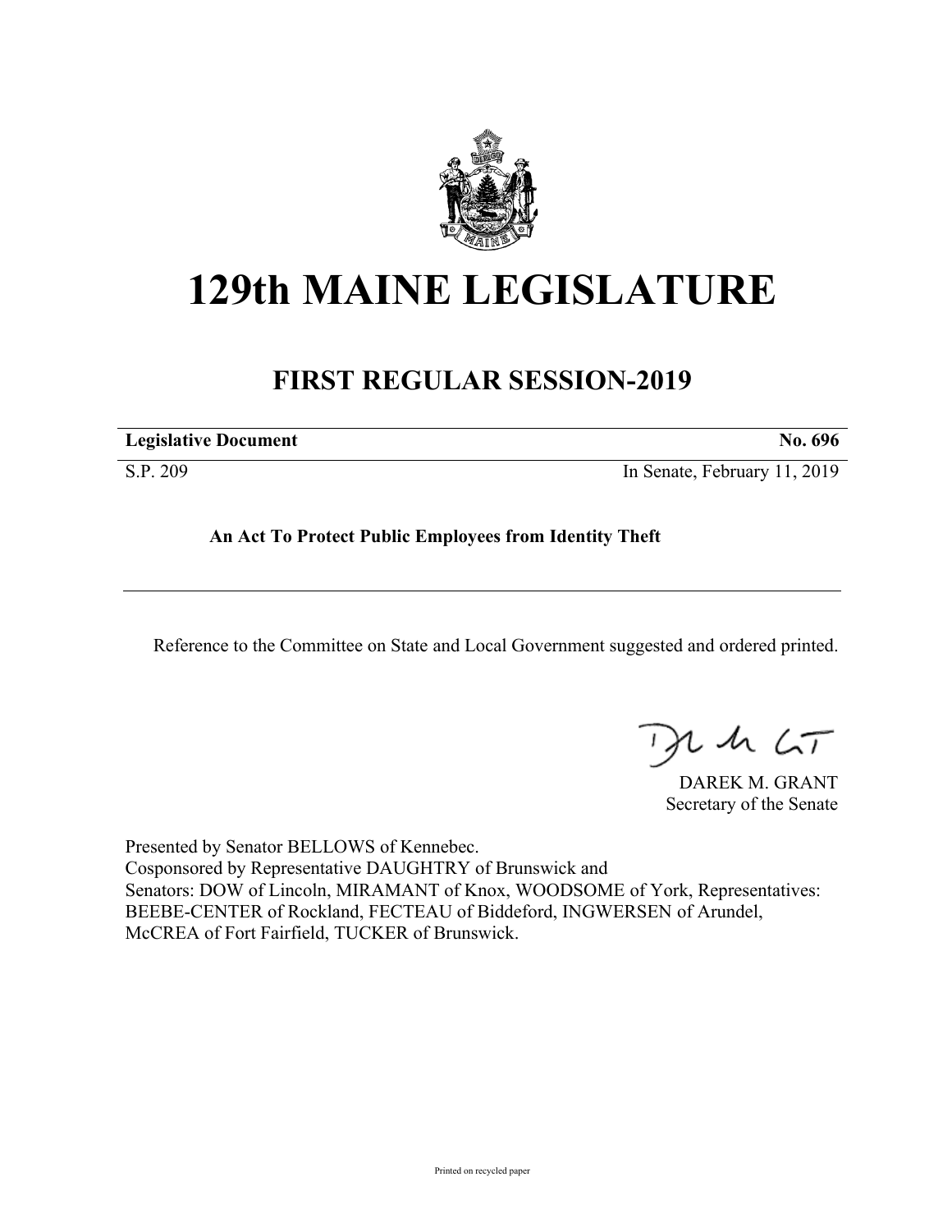# 129th MAINE LEGISLATURE

## FIRST REGULAR SESSION-2019

| **Legislative Document** | **No. 696** |
|---|---|
| S.P. 209 | In Senate, February 11, 2019 |

**An Act To Protect Public Employees from Identity Theft**

Reference to the Committee on State and Local Government suggested and ordered printed.

DAREK M. GRANT
Secretary of the Senate

Presented by Senator BELLOWS of Kennebec.
Cosponsored by Representative DAUGHTRY of Brunswick and
Senators: DOW of Lincoln, MIRAMANT of Knox, WOODSOME of York, Representatives: BEEBE-CENTER of Rockland, FECTEAU of Biddeford, INGWERSEN of Arundel, McCREA of Fort Fairfield, TUCKER of Brunswick.

Printed on recycled paper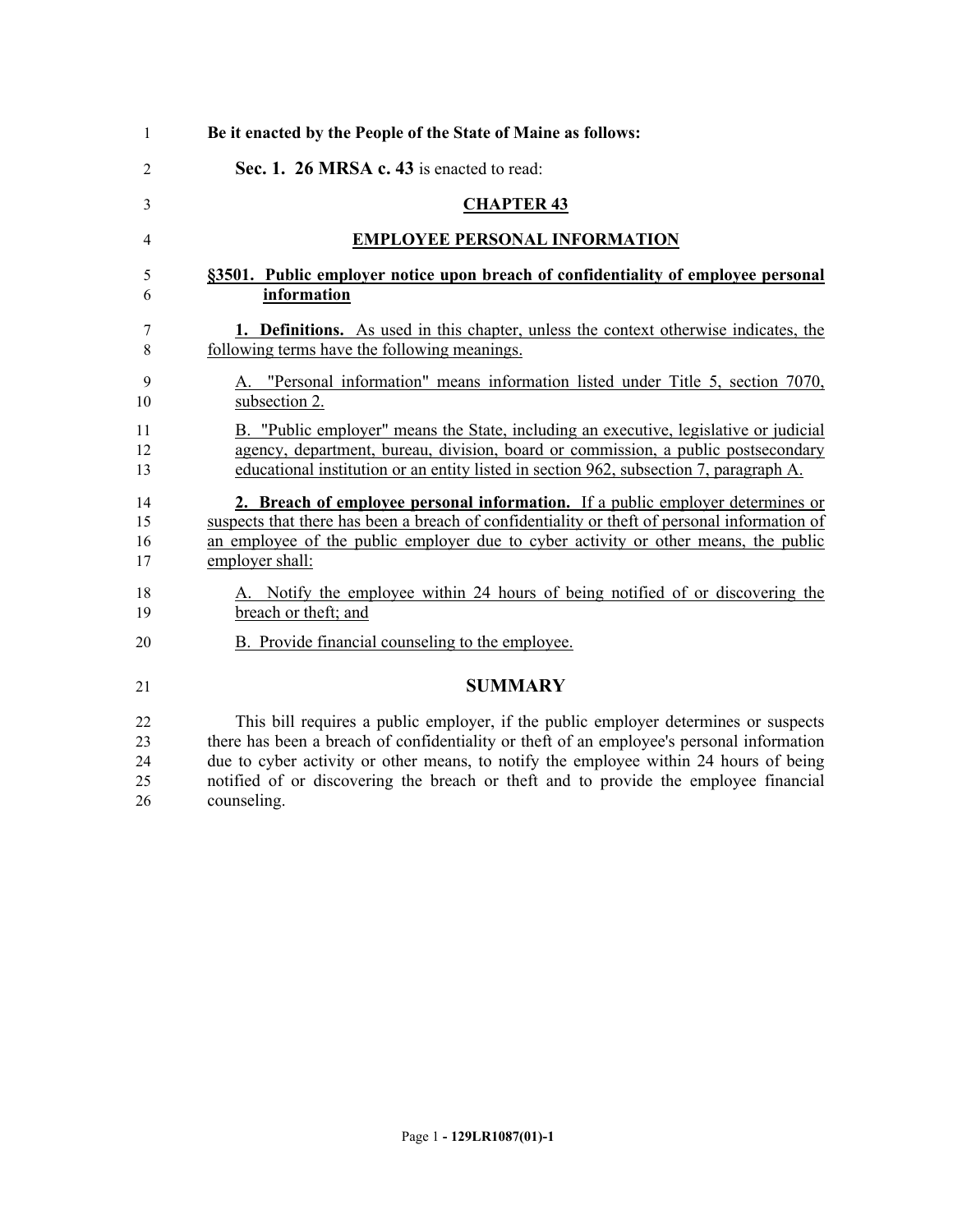**Be it enacted by the People of the State of Maine as follows:**

**Sec. 1. 26 MRSA c. 43** is enacted to read:

## CHAPTER 43

## EMPLOYEE PERSONAL INFORMATION

### §3501. Public employer notice upon breach of confidentiality of employee personal information

**1. Definitions.** As used in this chapter, unless the context otherwise indicates, the following terms have the following meanings.

A. "Personal information" means information listed under Title 5, section 7070, subsection 2.

B. "Public employer" means the State, including an executive, legislative or judicial agency, department, bureau, division, board or commission, a public postsecondary educational institution or an entity listed in section 962, subsection 7, paragraph A.

**2. Breach of employee personal information.** If a public employer determines or suspects that there has been a breach of confidentiality or theft of personal information of an employee of the public employer due to cyber activity or other means, the public employer shall:

A. Notify the employee within 24 hours of being notified of or discovering the breach or theft; and

B. Provide financial counseling to the employee.

## SUMMARY

This bill requires a public employer, if the public employer determines or suspects there has been a breach of confidentiality or theft of an employee's personal information due to cyber activity or other means, to notify the employee within 24 hours of being notified of or discovering the breach or theft and to provide the employee financial counseling.